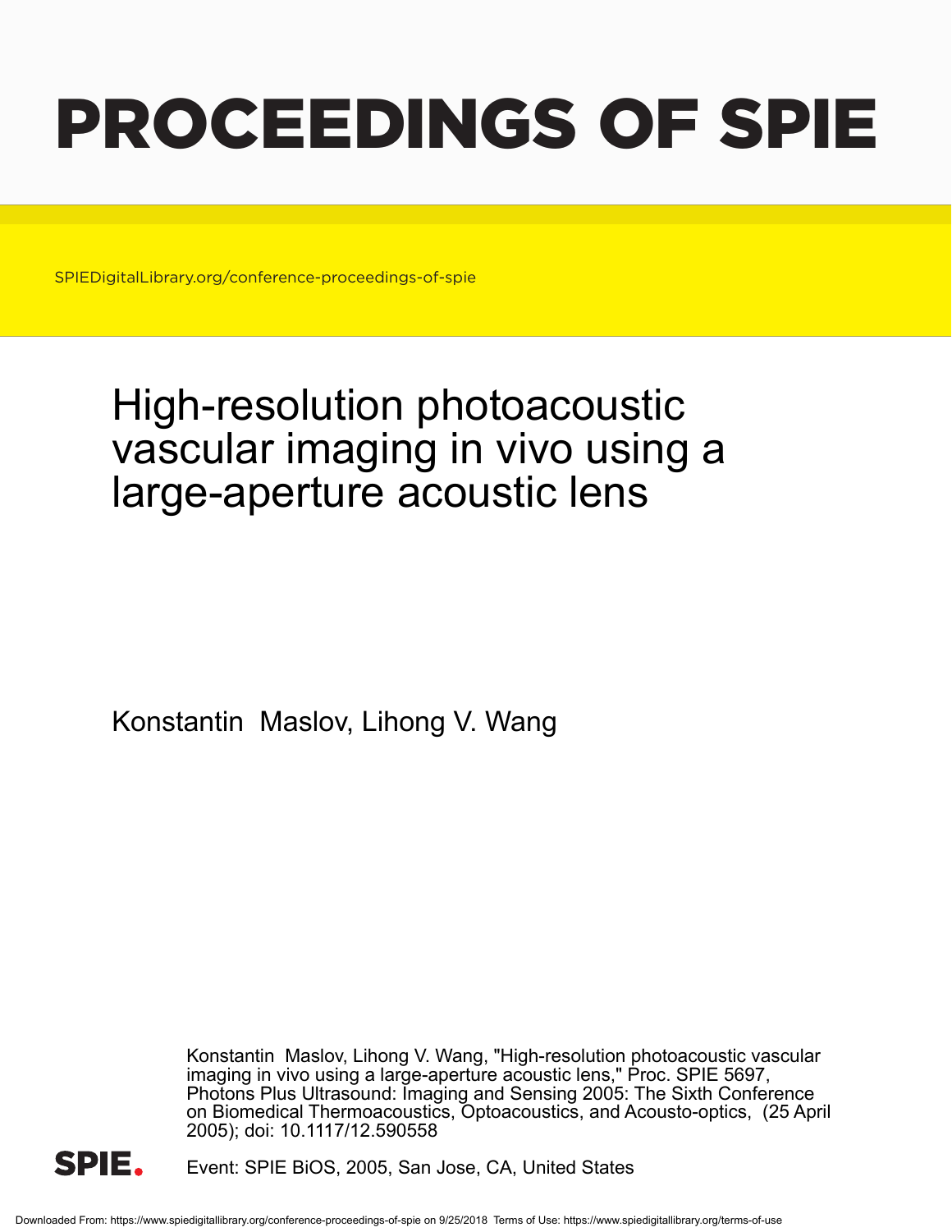# PROCEEDINGS OF SPIE

SPIEDigitalLibrary.org/conference-proceedings-of-spie

## High-resolution photoacoustic vascular imaging in vivo using a large-aperture acoustic lens

Konstantin Maslov, Lihong V. Wang

Konstantin Maslov, Lihong V. Wang, "High-resolution photoacoustic vascular imaging in vivo using a large-aperture acoustic lens," Proc. SPIE 5697, Photons Plus Ultrasound: Imaging and Sensing 2005: The Sixth Conference on Biomedical Thermoacoustics, Optoacoustics, and Acousto-optics, (25 April 2005); doi: 10.1117/12.590558

Event: SPIE BiOS, 2005, San Jose, CA, United States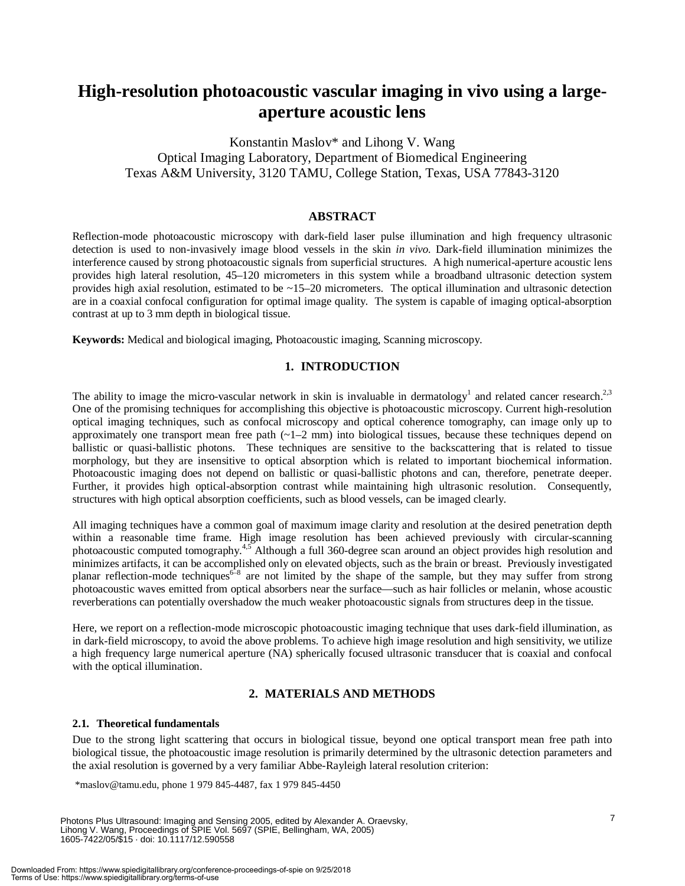# High-resolution photoacoustic vascular imaging in vivo using a large-aperture acoustic lens

Konstantin Maslov* and Lihong V. Wang
Optical Imaging Laboratory, Department of Biomedical Engineering
Texas A&M University, 3120 TAMU, College Station, Texas, USA 77843-3120

## ABSTRACT

Reflection-mode photoacoustic microscopy with dark-field laser pulse illumination and high frequency ultrasonic detection is used to non-invasively image blood vessels in the skin *in vivo.* Dark-field illumination minimizes the interference caused by strong photoacoustic signals from superficial structures. A high numerical-aperture acoustic lens provides high lateral resolution, 45–120 micrometers in this system while a broadband ultrasonic detection system provides high axial resolution, estimated to be ~15–20 micrometers. The optical illumination and ultrasonic detection are in a coaxial confocal configuration for optimal image quality. The system is capable of imaging optical-absorption contrast at up to 3 mm depth in biological tissue.

**Keywords:** Medical and biological imaging, Photoacoustic imaging, Scanning microscopy.

## 1. INTRODUCTION

The ability to image the micro-vascular network in skin is invaluable in dermatology[1] and related cancer research.[2,3] One of the promising techniques for accomplishing this objective is photoacoustic microscopy. Current high-resolution optical imaging techniques, such as confocal microscopy and optical coherence tomography, can image only up to approximately one transport mean free path (~1–2 mm) into biological tissues, because these techniques depend on ballistic or quasi-ballistic photons. These techniques are sensitive to the backscattering that is related to tissue morphology, but they are insensitive to optical absorption which is related to important biochemical information. Photoacoustic imaging does not depend on ballistic or quasi-ballistic photons and can, therefore, penetrate deeper. Further, it provides high optical-absorption contrast while maintaining high ultrasonic resolution. Consequently, structures with high optical absorption coefficients, such as blood vessels, can be imaged clearly.

All imaging techniques have a common goal of maximum image clarity and resolution at the desired penetration depth within a reasonable time frame. High image resolution has been achieved previously with circular-scanning photoacoustic computed tomography.[4,5] Although a full 360-degree scan around an object provides high resolution and minimizes artifacts, it can be accomplished only on elevated objects, such as the brain or breast. Previously investigated planar reflection-mode techniques[6–8] are not limited by the shape of the sample, but they may suffer from strong photoacoustic waves emitted from optical absorbers near the surface—such as hair follicles or melanin, whose acoustic reverberations can potentially overshadow the much weaker photoacoustic signals from structures deep in the tissue.

Here, we report on a reflection-mode microscopic photoacoustic imaging technique that uses dark-field illumination, as in dark-field microscopy, to avoid the above problems. To achieve high image resolution and high sensitivity, we utilize a high frequency large numerical aperture (NA) spherically focused ultrasonic transducer that is coaxial and confocal with the optical illumination.

## 2. MATERIALS AND METHODS

### 2.1. Theoretical fundamentals

Due to the strong light scattering that occurs in biological tissue, beyond one optical transport mean free path into biological tissue, the photoacoustic image resolution is primarily determined by the ultrasonic detection parameters and the axial resolution is governed by a very familiar Abbe-Rayleigh lateral resolution criterion:

*maslov@tamu.edu, phone 1 979 845-4487, fax 1 979 845-4450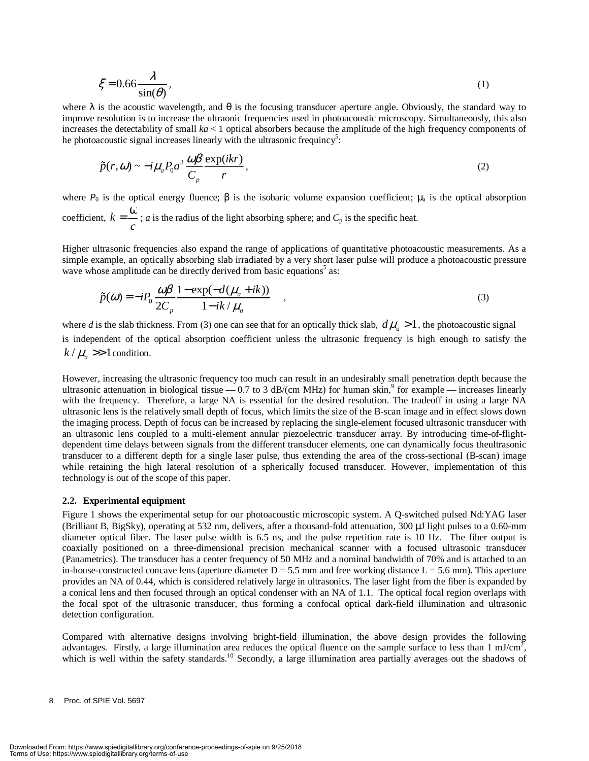$$\xi = 0.66\frac{\lambda}{\sin(\theta)}, \tag{1}$$

where $\lambda$ is the acoustic wavelength, and $\theta$ is the focusing transducer aperture angle. Obviously, the standard way to improve resolution is to increase the ultraonic frequencies used in photoacoustic microscopy. Simultaneously, this also increases the detectability of small $ka < 1$ optical absorbers because the amplitude of the high frequency components of he photoacoustic signal increases linearly with the ultrasonic frequincy[5]:

$$\tilde{p}(r,\omega) \sim -i\mu_a P_0 a^3 \frac{\omega\beta}{C_p}\frac{\exp(ikr)}{r}, \tag{2}$$

where $P_0$ is the optical energy fluence; $\beta$ is the isobaric volume expansion coefficient; $\mu_a$ is the optical absorption coefficient, $k = \frac{\omega}{c}$; $a$ is the radius of the light absorbing sphere; and $C_p$ is the specific heat.

Higher ultrasonic frequencies also expand the range of applications of quantitative photoacoustic measurements. As a simple example, an optically absorbing slab irradiated by a very short laser pulse will produce a photoacoustic pressure wave whose amplitude can be directly derived from basic equations[5] as:

$$\tilde{p}(\omega) = -iP_0\frac{\omega\beta}{2C_p}\frac{1-\exp(-d(\mu_a + ik))}{1-ik/\mu_a}, \tag{3}$$

where $d$ is the slab thickness. From (3) one can see that for an optically thick slab, $d\mu_a > 1$, the photoacoustic signal is independent of the optical absorption coefficient unless the ultrasonic frequency is high enough to satisfy the $k/\mu_a >> 1$ condition.

However, increasing the ultrasonic frequency too much can result in an undesirably small penetration depth because the ultrasonic attenuation in biological tissue — 0.7 to 3 dB/(cm MHz) for human skin,[9] for example — increases linearly with the frequency. Therefore, a large NA is essential for the desired resolution. The tradeoff in using a large NA ultrasonic lens is the relatively small depth of focus, which limits the size of the B-scan image and in effect slows down the imaging process. Depth of focus can be increased by replacing the single-element focused ultrasonic transducer with an ultrasonic lens coupled to a multi-element annular piezoelectric transducer array. By introducing time-of-flight-dependent time delays between signals from the different transducer elements, one can dynamically focus theultrasonic transducer to a different depth for a single laser pulse, thus extending the area of the cross-sectional (B-scan) image while retaining the high lateral resolution of a spherically focused transducer. However, implementation of this technology is out of the scope of this paper.

### 2.2. Experimental equipment

Figure 1 shows the experimental setup for our photoacoustic microscopic system. A Q-switched pulsed Nd:YAG laser (Brilliant B, BigSky), operating at 532 nm, delivers, after a thousand-fold attenuation, 300 μJ light pulses to a 0.60-mm diameter optical fiber. The laser pulse width is 6.5 ns, and the pulse repetition rate is 10 Hz. The fiber output is coaxially positioned on a three-dimensional precision mechanical scanner with a focused ultrasonic transducer (Panametrics). The transducer has a center frequency of 50 MHz and a nominal bandwidth of 70% and is attached to an in-house-constructed concave lens (aperture diameter D = 5.5 mm and free working distance L = 5.6 mm). This aperture provides an NA of 0.44, which is considered relatively large in ultrasonics. The laser light from the fiber is expanded by a conical lens and then focused through an optical condenser with an NA of 1.1. The optical focal region overlaps with the focal spot of the ultrasonic transducer, thus forming a confocal optical dark-field illumination and ultrasonic detection configuration.

Compared with alternative designs involving bright-field illumination, the above design provides the following advantages. Firstly, a large illumination area reduces the optical fluence on the sample surface to less than 1 mJ/cm$^2$, which is well within the safety standards.[10] Secondly, a large illumination area partially averages out the shadows of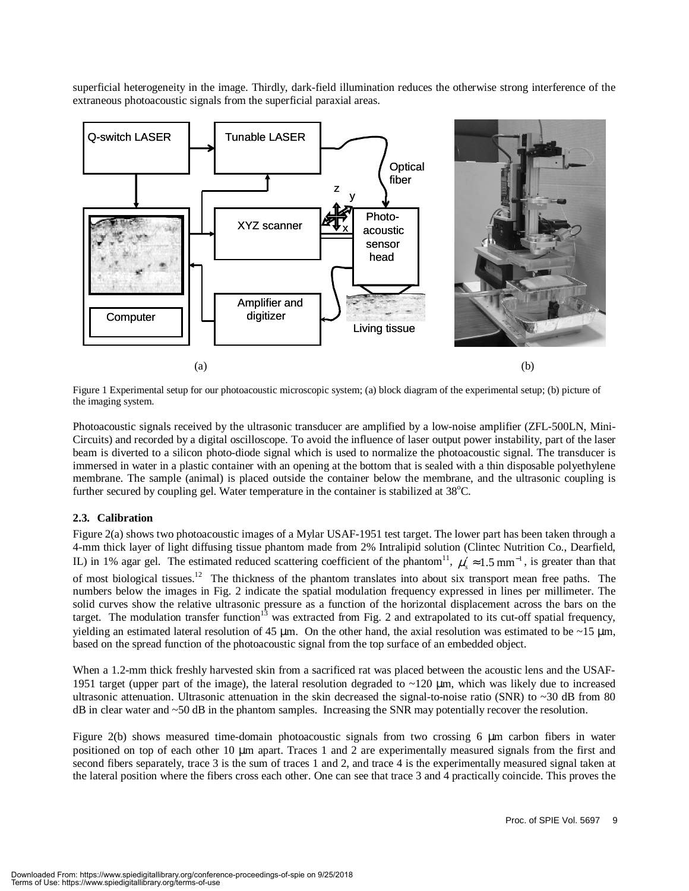superficial heterogeneity in the image. Thirdly, dark-field illumination reduces the otherwise strong interference of the extraneous photoacoustic signals from the superficial paraxial areas.

Figure 1 Experimental setup for our photoacoustic microscopic system; (a) block diagram of the experimental setup; (b) picture of the imaging system.

Photoacoustic signals received by the ultrasonic transducer are amplified by a low-noise amplifier (ZFL-500LN, Mini-Circuits) and recorded by a digital oscilloscope. To avoid the influence of laser output power instability, part of the laser beam is diverted to a silicon photo-diode signal which is used to normalize the photoacoustic signal. The transducer is immersed in water in a plastic container with an opening at the bottom that is sealed with a thin disposable polyethylene membrane. The sample (animal) is placed outside the container below the membrane, and the ultrasonic coupling is further secured by coupling gel. Water temperature in the container is stabilized at 38°C.

### 2.3. Calibration

Figure 2(a) shows two photoacoustic images of a Mylar USAF-1951 test target. The lower part has been taken through a 4-mm thick layer of light diffusing tissue phantom made from 2% Intralipid solution (Clintec Nutrition Co., Dearfield, IL) in 1% agar gel. The estimated reduced scattering coefficient of the phantom[11], $\mu_s' \approx 1.5\ \text{mm}^{-1}$, is greater than that of most biological tissues.[12] The thickness of the phantom translates into about six transport mean free paths. The numbers below the images in Fig. 2 indicate the spatial modulation frequency expressed in lines per millimeter. The solid curves show the relative ultrasonic pressure as a function of the horizontal displacement across the bars on the target. The modulation transfer function[13] was extracted from Fig. 2 and extrapolated to its cut-off spatial frequency, yielding an estimated lateral resolution of 45 μm. On the other hand, the axial resolution was estimated to be ~15 μm, based on the spread function of the photoacoustic signal from the top surface of an embedded object.

When a 1.2-mm thick freshly harvested skin from a sacrificed rat was placed between the acoustic lens and the USAF-1951 target (upper part of the image), the lateral resolution degraded to ~120 μm, which was likely due to increased ultrasonic attenuation. Ultrasonic attenuation in the skin decreased the signal-to-noise ratio (SNR) to ~30 dB from 80 dB in clear water and ~50 dB in the phantom samples. Increasing the SNR may potentially recover the resolution.

Figure 2(b) shows measured time-domain photoacoustic signals from two crossing 6 μm carbon fibers in water positioned on top of each other 10 μm apart. Traces 1 and 2 are experimentally measured signals from the first and second fibers separately, trace 3 is the sum of traces 1 and 2, and trace 4 is the experimentally measured signal taken at the lateral position where the fibers cross each other. One can see that trace 3 and 4 practically coincide. This proves the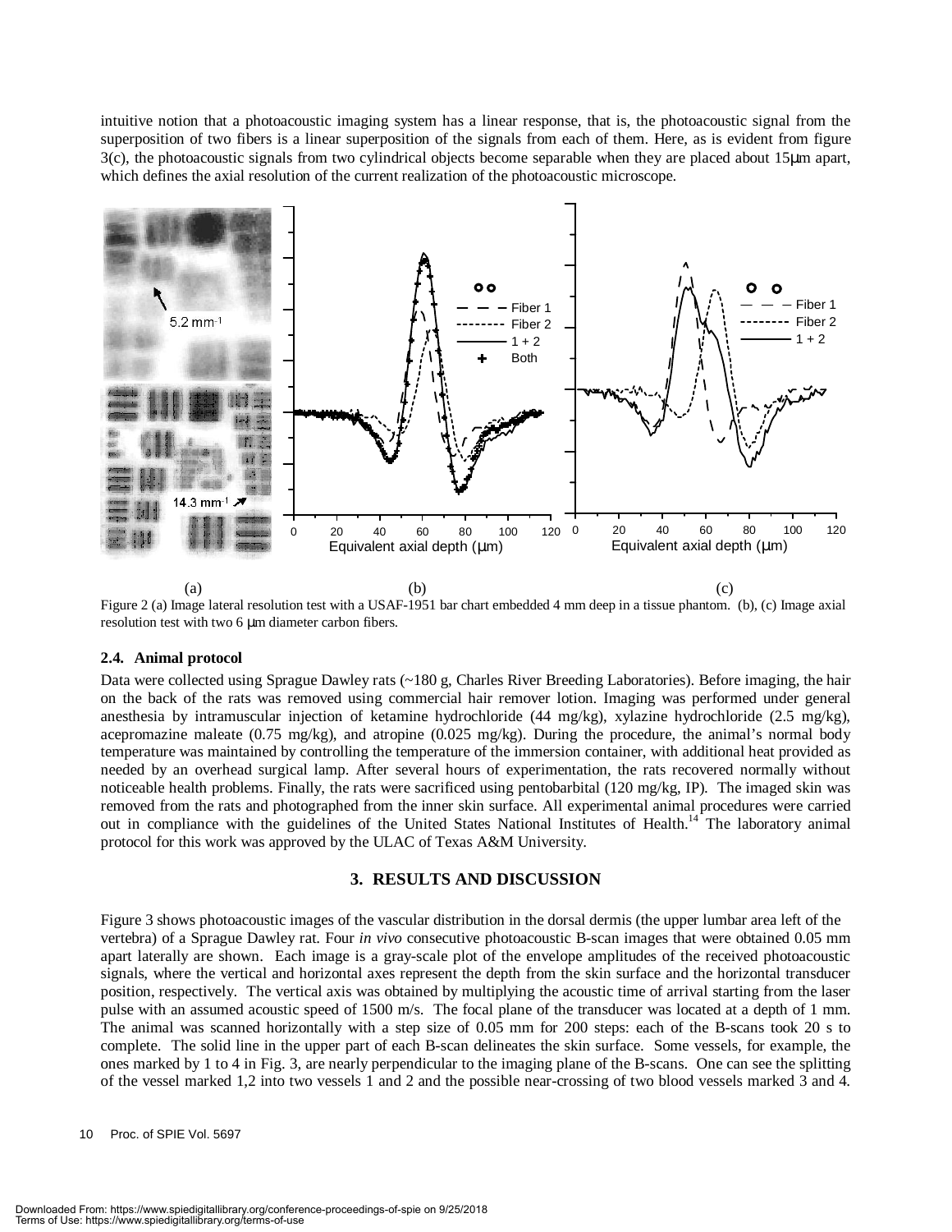intuitive notion that a photoacoustic imaging system has a linear response, that is, the photoacoustic signal from the superposition of two fibers is a linear superposition of the signals from each of them. Here, as is evident from figure 3(c), the photoacoustic signals from two cylindrical objects become separable when they are placed about 15μm apart, which defines the axial resolution of the current realization of the photoacoustic microscope.

Figure 2 (a) Image lateral resolution test with a USAF-1951 bar chart embedded 4 mm deep in a tissue phantom. (b), (c) Image axial resolution test with two 6 μm diameter carbon fibers.

### 2.4. Animal protocol

Data were collected using Sprague Dawley rats (~180 g, Charles River Breeding Laboratories). Before imaging, the hair on the back of the rats was removed using commercial hair remover lotion. Imaging was performed under general anesthesia by intramuscular injection of ketamine hydrochloride (44 mg/kg), xylazine hydrochloride (2.5 mg/kg), acepromazine maleate (0.75 mg/kg), and atropine (0.025 mg/kg). During the procedure, the animal's normal body temperature was maintained by controlling the temperature of the immersion container, with additional heat provided as needed by an overhead surgical lamp. After several hours of experimentation, the rats recovered normally without noticeable health problems. Finally, the rats were sacrificed using pentobarbital (120 mg/kg, IP). The imaged skin was removed from the rats and photographed from the inner skin surface. All experimental animal procedures were carried out in compliance with the guidelines of the United States National Institutes of Health.[14] The laboratory animal protocol for this work was approved by the ULAC of Texas A&M University.

## 3. RESULTS AND DISCUSSION

Figure 3 shows photoacoustic images of the vascular distribution in the dorsal dermis (the upper lumbar area left of the vertebra) of a Sprague Dawley rat. Four *in vivo* consecutive photoacoustic B-scan images that were obtained 0.05 mm apart laterally are shown. Each image is a gray-scale plot of the envelope amplitudes of the received photoacoustic signals, where the vertical and horizontal axes represent the depth from the skin surface and the horizontal transducer position, respectively. The vertical axis was obtained by multiplying the acoustic time of arrival starting from the laser pulse with an assumed acoustic speed of 1500 m/s. The focal plane of the transducer was located at a depth of 1 mm. The animal was scanned horizontally with a step size of 0.05 mm for 200 steps: each of the B-scans took 20 s to complete. The solid line in the upper part of each B-scan delineates the skin surface. Some vessels, for example, the ones marked by 1 to 4 in Fig. 3, are nearly perpendicular to the imaging plane of the B-scans. One can see the splitting of the vessel marked 1,2 into two vessels 1 and 2 and the possible near-crossing of two blood vessels marked 3 and 4.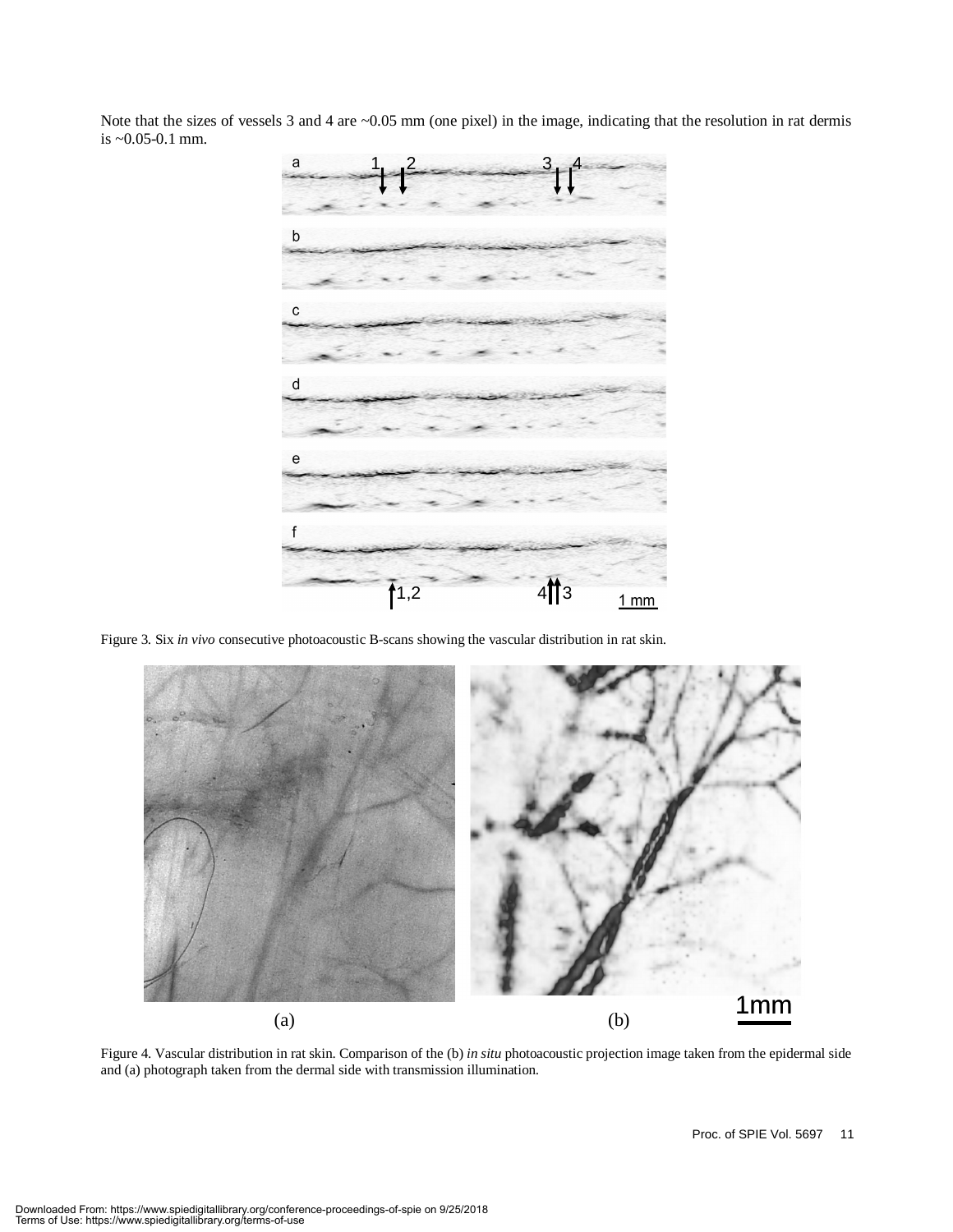Note that the sizes of vessels 3 and 4 are ~0.05 mm (one pixel) in the image, indicating that the resolution in rat dermis is ~0.05-0.1 mm.

Figure 3. Six *in vivo* consecutive photoacoustic B-scans showing the vascular distribution in rat skin.

Figure 4. Vascular distribution in rat skin. Comparison of the (b) *in situ* photoacoustic projection image taken from the epidermal side and (a) photograph taken from the dermal side with transmission illumination.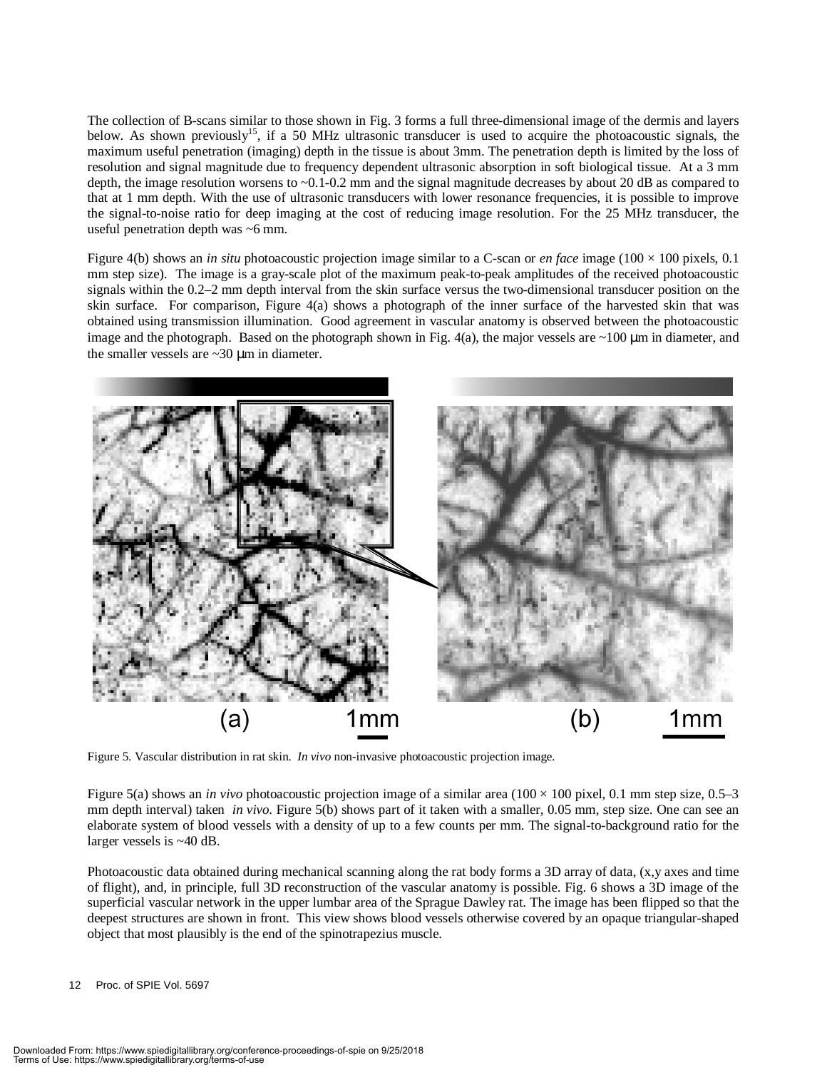The collection of B-scans similar to those shown in Fig. 3 forms a full three-dimensional image of the dermis and layers below. As shown previously[15], if a 50 MHz ultrasonic transducer is used to acquire the photoacoustic signals, the maximum useful penetration (imaging) depth in the tissue is about 3mm. The penetration depth is limited by the loss of resolution and signal magnitude due to frequency dependent ultrasonic absorption in soft biological tissue. At a 3 mm depth, the image resolution worsens to ~0.1-0.2 mm and the signal magnitude decreases by about 20 dB as compared to that at 1 mm depth. With the use of ultrasonic transducers with lower resonance frequencies, it is possible to improve the signal-to-noise ratio for deep imaging at the cost of reducing image resolution. For the 25 MHz transducer, the useful penetration depth was ~6 mm.

Figure 4(b) shows an *in situ* photoacoustic projection image similar to a C-scan or *en face* image (100 × 100 pixels, 0.1 mm step size). The image is a gray-scale plot of the maximum peak-to-peak amplitudes of the received photoacoustic signals within the 0.2–2 mm depth interval from the skin surface versus the two-dimensional transducer position on the skin surface. For comparison, Figure 4(a) shows a photograph of the inner surface of the harvested skin that was obtained using transmission illumination. Good agreement in vascular anatomy is observed between the photoacoustic image and the photograph. Based on the photograph shown in Fig. 4(a), the major vessels are ~100 μm in diameter, and the smaller vessels are ~30 μm in diameter.

(a) 1mm (b) 1mm

Figure 5. Vascular distribution in rat skin. *In vivo* non-invasive photoacoustic projection image.

Figure 5(a) shows an *in vivo* photoacoustic projection image of a similar area (100 × 100 pixel, 0.1 mm step size, 0.5–3 mm depth interval) taken *in vivo*. Figure 5(b) shows part of it taken with a smaller, 0.05 mm, step size. One can see an elaborate system of blood vessels with a density of up to a few counts per mm. The signal-to-background ratio for the larger vessels is ~40 dB.

Photoacoustic data obtained during mechanical scanning along the rat body forms a 3D array of data, (x,y axes and time of flight), and, in principle, full 3D reconstruction of the vascular anatomy is possible. Fig. 6 shows a 3D image of the superficial vascular network in the upper lumbar area of the Sprague Dawley rat. The image has been flipped so that the deepest structures are shown in front. This view shows blood vessels otherwise covered by an opaque triangular-shaped object that most plausibly is the end of the spinotrapezius muscle.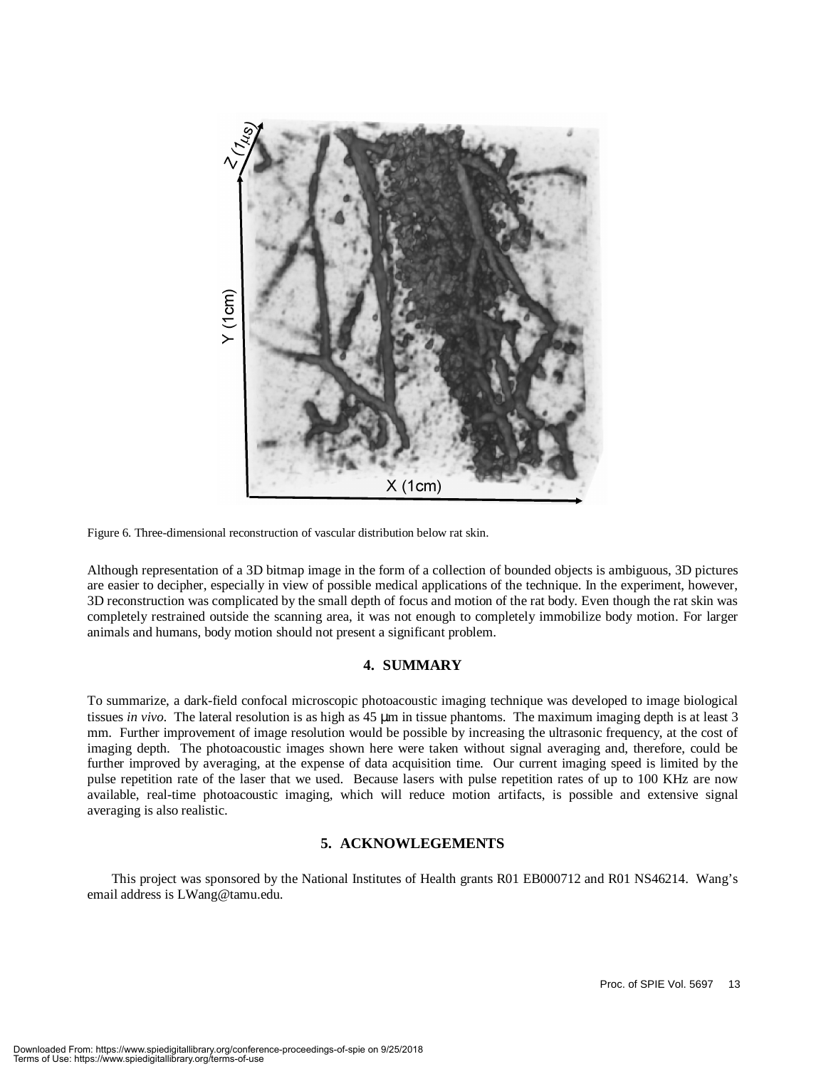Figure 6. Three-dimensional reconstruction of vascular distribution below rat skin.

Although representation of a 3D bitmap image in the form of a collection of bounded objects is ambiguous, 3D pictures are easier to decipher, especially in view of possible medical applications of the technique. In the experiment, however, 3D reconstruction was complicated by the small depth of focus and motion of the rat body. Even though the rat skin was completely restrained outside the scanning area, it was not enough to completely immobilize body motion. For larger animals and humans, body motion should not present a significant problem.

## 4. SUMMARY

To summarize, a dark-field confocal microscopic photoacoustic imaging technique was developed to image biological tissues *in vivo*. The lateral resolution is as high as 45 μm in tissue phantoms. The maximum imaging depth is at least 3 mm. Further improvement of image resolution would be possible by increasing the ultrasonic frequency, at the cost of imaging depth. The photoacoustic images shown here were taken without signal averaging and, therefore, could be further improved by averaging, at the expense of data acquisition time. Our current imaging speed is limited by the pulse repetition rate of the laser that we used. Because lasers with pulse repetition rates of up to 100 KHz are now available, real-time photoacoustic imaging, which will reduce motion artifacts, is possible and extensive signal averaging is also realistic.

## 5. ACKNOWLEGEMENTS

This project was sponsored by the National Institutes of Health grants R01 EB000712 and R01 NS46214. Wang's email address is LWang@tamu.edu.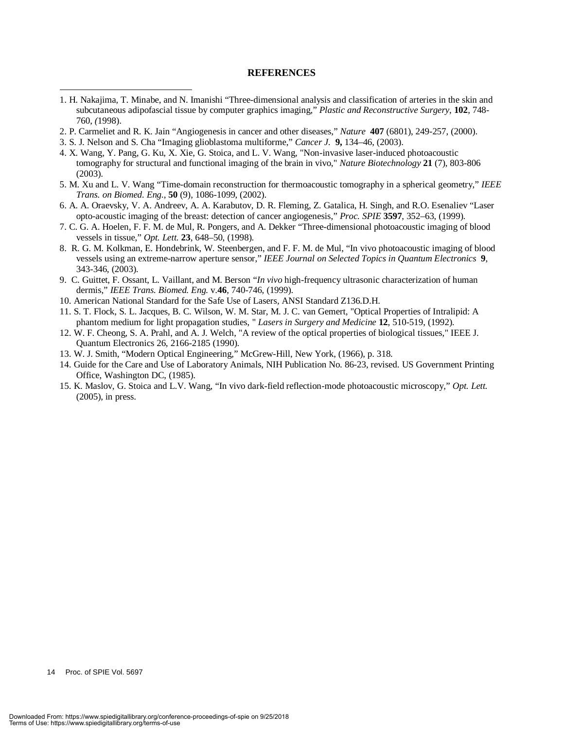## REFERENCES

1. H. Nakajima, T. Minabe, and N. Imanishi "Three-dimensional analysis and classification of arteries in the skin and subcutaneous adipofascial tissue by computer graphics imaging," *Plastic and Reconstructive Surgery*, **102**, 748-760, *(*1998).
2. P. Carmeliet and R. K. Jain "Angiogenesis in cancer and other diseases," *Nature* **407** (6801), 249-257, (2000).
3. S. J. Nelson and S. Cha "Imaging glioblastoma multiforme," *Cancer J.* **9,** 134–46, (2003).
4. X. Wang, Y. Pang, G. Ku, X. Xie, G. Stoica, and L. V. Wang, "Non-invasive laser-induced photoacoustic tomography for structural and functional imaging of the brain in vivo," *Nature Biotechnology* **21** (7), 803-806 (2003).
5. M. Xu and L. V. Wang "Time-domain reconstruction for thermoacoustic tomography in a spherical geometry," *IEEE Trans. on Biomed. Eng.*, **50** (9), 1086-1099, (2002).
6. A. A. Oraevsky, V. A. Andreev, A. A. Karabutov, D. R. Fleming, Z. Gatalica, H. Singh, and R.O. Esenaliev "Laser opto-acoustic imaging of the breast: detection of cancer angiogenesis," *Proc. SPIE* **3597**, 352–63, (1999).
7. C. G. A. Hoelen, F. F. M. de Mul, R. Pongers, and A. Dekker "Three-dimensional photoacoustic imaging of blood vessels in tissue," *Opt. Lett.* **23**, 648–50, (1998).
8. R. G. M. Kolkman, E. Hondebrink, W. Steenbergen, and F. F. M. de Mul, "In vivo photoacoustic imaging of blood vessels using an extreme-narrow aperture sensor," *IEEE Journal on Selected Topics in Quantum Electronics* **9**, 343-346, (2003).
9. C. Guittet, F. Ossant, L. Vaillant, and M. Berson "*In vivo* high-frequency ultrasonic characterization of human dermis," *IEEE Trans. Biomed. Eng.* v.**46**, 740-746, (1999).
10. American National Standard for the Safe Use of Lasers, ANSI Standard Z136.D.H.
11. S. T. Flock, S. L. Jacques, B. C. Wilson, W. M. Star, M. J. C. van Gemert, "Optical Properties of Intralipid: A phantom medium for light propagation studies, " *Lasers in Surgery and Medicine* **12**, 510-519, (1992).
12. W. F. Cheong, S. A. Prahl, and A. J. Welch, "A review of the optical properties of biological tissues," IEEE J. Quantum Electronics 26, 2166-2185 (1990).
13. W. J. Smith, "Modern Optical Engineering," McGrew-Hill, New York, (1966), p. 318.
14. Guide for the Care and Use of Laboratory Animals, NIH Publication No. 86-23, revised. US Government Printing Office, Washington DC, (1985).
15. K. Maslov, G. Stoica and L.V. Wang, "In vivo dark-field reflection-mode photoacoustic microscopy," *Opt. Lett.* (2005), in press.